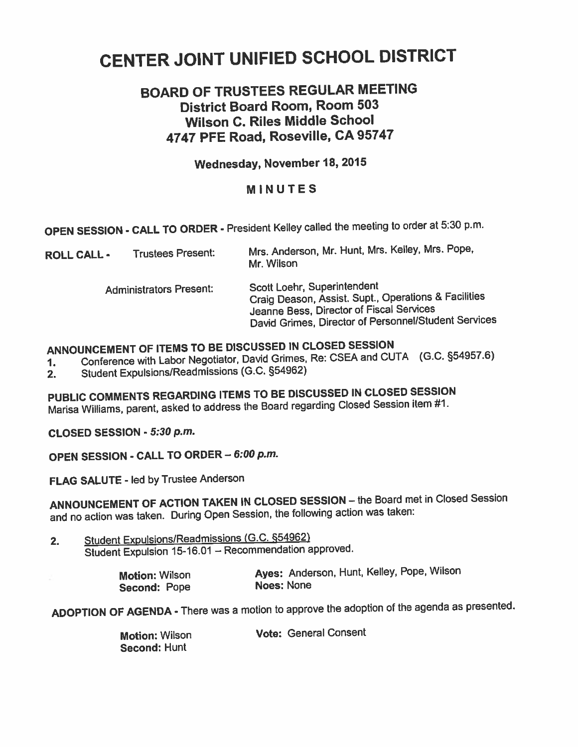# CENTER JOINT UNIFIED SCHOOL DISTRICT

## BOARD OF TRUSTEES REGULAR MEETING
### District Board Room, Room 503
### Wilson C. Riles Middle School
### 4747 PFE Road, Roseville, CA 95747

**Wednesday, November 18, 2015**

**MINUTES**

**OPEN SESSION - CALL TO ORDER** - President Kelley called the meeting to order at 5:30 p.m.

**ROLL CALL** - Trustees Present: Mrs. Anderson, Mr. Hunt, Mrs. Kelley, Mrs. Pope, Mr. Wilson

Administrators Present:
Scott Loehr, Superintendent
Craig Deason, Assist. Supt., Operations & Facilities
Jeanne Bess, Director of Fiscal Services
David Grimes, Director of Personnel/Student Services

**ANNOUNCEMENT OF ITEMS TO BE DISCUSSED IN CLOSED SESSION**

1. Conference with Labor Negotiator, David Grimes, Re: CSEA and CUTA (G.C. §54957.6)
2. Student Expulsions/Readmissions (G.C. §54962)

**PUBLIC COMMENTS REGARDING ITEMS TO BE DISCUSSED IN CLOSED SESSION**
Marisa Williams, parent, asked to address the Board regarding Closed Session item #1.

**CLOSED SESSION -** ***5:30 p.m.***

**OPEN SESSION - CALL TO ORDER –** ***6:00 p.m.***

**FLAG SALUTE** - led by Trustee Anderson

**ANNOUNCEMENT OF ACTION TAKEN IN CLOSED SESSION** – the Board met in Closed Session and no action was taken. During Open Session, the following action was taken:

2. Student Expulsions/Readmissions (G.C. §54962)
   Student Expulsion 15-16.01 – Recommendation approved.

   **Motion:** Wilson **Ayes:** Anderson, Hunt, Kelley, Pope, Wilson
   **Second:** Pope **Noes:** None

**ADOPTION OF AGENDA** - There was a motion to approve the adoption of the agenda as presented.

**Motion:** Wilson **Vote:** General Consent
**Second:** Hunt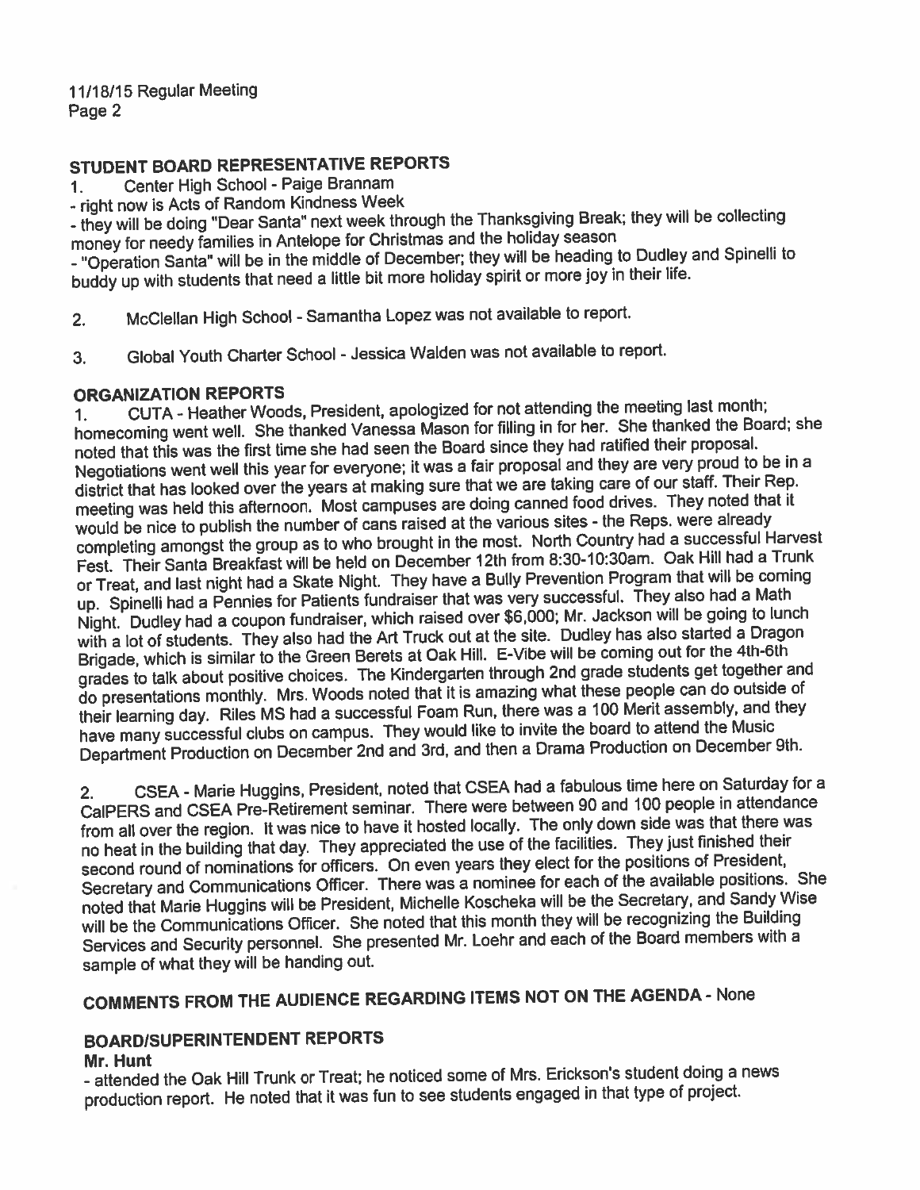## STUDENT BOARD REPRESENTATIVE REPORTS

1. Center High School - Paige Brannam

- right now is Acts of Random Kindness Week
- they will be doing "Dear Santa" next week through the Thanksgiving Break; they will be collecting money for needy families in Antelope for Christmas and the holiday season
- "Operation Santa" will be in the middle of December; they will be heading to Dudley and Spinelli to buddy up with students that need a little bit more holiday spirit or more joy in their life.

2. McClellan High School - Samantha Lopez was not available to report.

3. Global Youth Charter School - Jessica Walden was not available to report.

## ORGANIZATION REPORTS

1. CUTA - Heather Woods, President, apologized for not attending the meeting last month; homecoming went well. She thanked Vanessa Mason for filling in for her. She thanked the Board; she noted that this was the first time she had seen the Board since they had ratified their proposal. Negotiations went well this year for everyone; it was a fair proposal and they are very proud to be in a district that has looked over the years at making sure that we are taking care of our staff. Their Rep. meeting was held this afternoon. Most campuses are doing canned food drives. They noted that it would be nice to publish the number of cans raised at the various sites - the Reps. were already completing amongst the group as to who brought in the most. North Country had a successful Harvest Fest. Their Santa Breakfast will be held on December 12th from 8:30-10:30am. Oak Hill had a Trunk or Treat, and last night had a Skate Night. They have a Bully Prevention Program that will be coming up. Spinelli had a Pennies for Patients fundraiser that was very successful. They also had a Math Night. Dudley had a coupon fundraiser, which raised over $6,000; Mr. Jackson will be going to lunch with a lot of students. They also had the Art Truck out at the site. Dudley has also started a Dragon Brigade, which is similar to the Green Berets at Oak Hill. E-Vibe will be coming out for the 4th-6th grades to talk about positive choices. The Kindergarten through 2nd grade students get together and do presentations monthly. Mrs. Woods noted that it is amazing what these people can do outside of their learning day. Riles MS had a successful Foam Run, there was a 100 Merit assembly, and they have many successful clubs on campus. They would like to invite the board to attend the Music Department Production on December 2nd and 3rd, and then a Drama Production on December 9th.

2. CSEA - Marie Huggins, President, noted that CSEA had a fabulous time here on Saturday for a CalPERS and CSEA Pre-Retirement seminar. There were between 90 and 100 people in attendance from all over the region. It was nice to have it hosted locally. The only down side was that there was no heat in the building that day. They appreciated the use of the facilities. They just finished their second round of nominations for officers. On even years they elect for the positions of President, Secretary and Communications Officer. There was a nominee for each of the available positions. She noted that Marie Huggins will be President, Michelle Koscheka will be the Secretary, and Sandy Wise will be the Communications Officer. She noted that this month they will be recognizing the Building Services and Security personnel. She presented Mr. Loehr and each of the Board members with a sample of what they will be handing out.

## COMMENTS FROM THE AUDIENCE REGARDING ITEMS NOT ON THE AGENDA - None

## BOARD/SUPERINTENDENT REPORTS

**Mr. Hunt**

- attended the Oak Hill Trunk or Treat; he noticed some of Mrs. Erickson's student doing a news production report. He noted that it was fun to see students engaged in that type of project.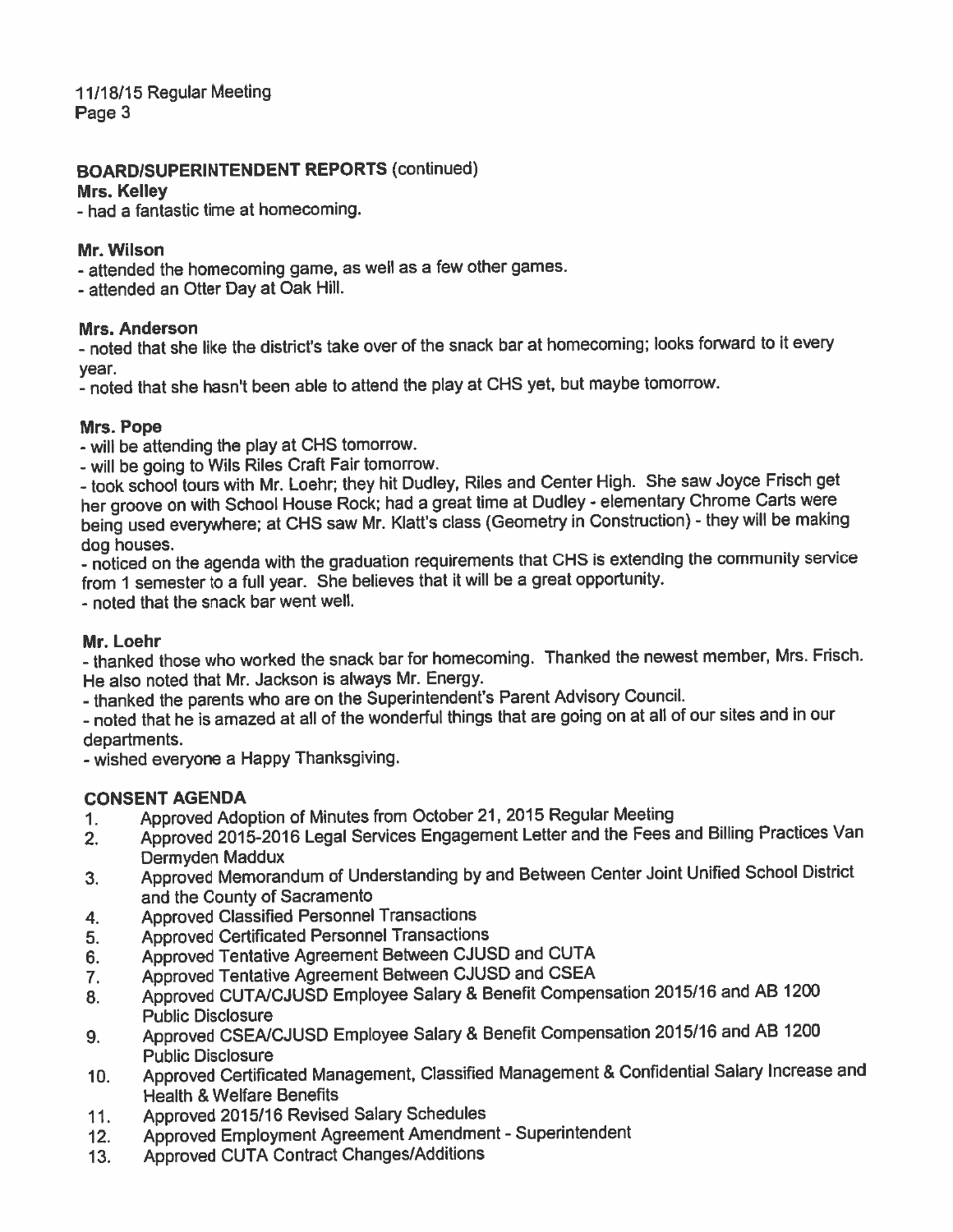## BOARD/SUPERINTENDENT REPORTS (continued)

**Mrs. Kelley**

- had a fantastic time at homecoming.

**Mr. Wilson**

- attended the homecoming game, as well as a few other games.
- attended an Otter Day at Oak Hill.

**Mrs. Anderson**

- noted that she like the district's take over of the snack bar at homecoming; looks forward to it every year.
- noted that she hasn't been able to attend the play at CHS yet, but maybe tomorrow.

**Mrs. Pope**

- will be attending the play at CHS tomorrow.
- will be going to Wils Riles Craft Fair tomorrow.
- took school tours with Mr. Loehr; they hit Dudley, Riles and Center High. She saw Joyce Frisch get her groove on with School House Rock; had a great time at Dudley - elementary Chrome Carts were being used everywhere; at CHS saw Mr. Klatt's class (Geometry in Construction) - they will be making dog houses.
- noticed on the agenda with the graduation requirements that CHS is extending the community service from 1 semester to a full year. She believes that it will be a great opportunity.
- noted that the snack bar went well.

**Mr. Loehr**

- thanked those who worked the snack bar for homecoming. Thanked the newest member, Mrs. Frisch. He also noted that Mr. Jackson is always Mr. Energy.
- thanked the parents who are on the Superintendent's Parent Advisory Council.
- noted that he is amazed at all of the wonderful things that are going on at all of our sites and in our departments.
- wished everyone a Happy Thanksgiving.

## CONSENT AGENDA

1. Approved Adoption of Minutes from October 21, 2015 Regular Meeting
2. Approved 2015-2016 Legal Services Engagement Letter and the Fees and Billing Practices Van Dermyden Maddux
3. Approved Memorandum of Understanding by and Between Center Joint Unified School District and the County of Sacramento
4. Approved Classified Personnel Transactions
5. Approved Certificated Personnel Transactions
6. Approved Tentative Agreement Between CJUSD and CUTA
7. Approved Tentative Agreement Between CJUSD and CSEA
8. Approved CUTA/CJUSD Employee Salary & Benefit Compensation 2015/16 and AB 1200 Public Disclosure
9. Approved CSEA/CJUSD Employee Salary & Benefit Compensation 2015/16 and AB 1200 Public Disclosure
10. Approved Certificated Management, Classified Management & Confidential Salary Increase and Health & Welfare Benefits
11. Approved 2015/16 Revised Salary Schedules
12. Approved Employment Agreement Amendment - Superintendent
13. Approved CUTA Contract Changes/Additions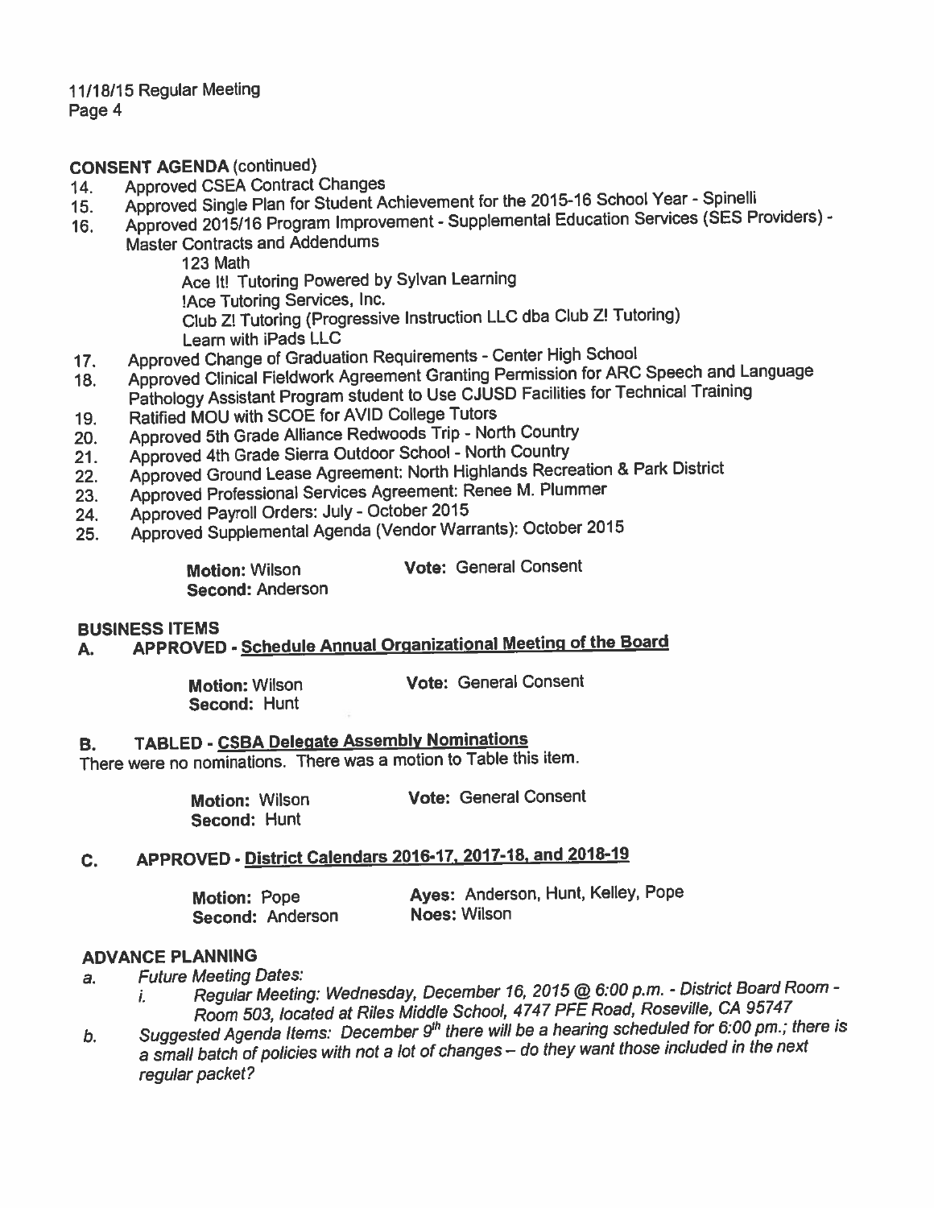**CONSENT AGENDA** (continued)

14. Approved CSEA Contract Changes
15. Approved Single Plan for Student Achievement for the 2015-16 School Year - Spinelli
16. Approved 2015/16 Program Improvement - Supplemental Education Services (SES Providers) - Master Contracts and Addendums
    - 123 Math
    - Ace It! Tutoring Powered by Sylvan Learning
    - !Ace Tutoring Services, Inc.
    - Club Z! Tutoring (Progressive Instruction LLC dba Club Z! Tutoring)
    - Learn with iPads LLC
17. Approved Change of Graduation Requirements - Center High School
18. Approved Clinical Fieldwork Agreement Granting Permission for ARC Speech and Language Pathology Assistant Program student to Use CJUSD Facilities for Technical Training
19. Ratified MOU with SCOE for AVID College Tutors
20. Approved 5th Grade Alliance Redwoods Trip - North Country
21. Approved 4th Grade Sierra Outdoor School - North Country
22. Approved Ground Lease Agreement: North Highlands Recreation & Park District
23. Approved Professional Services Agreement: Renee M. Plummer
24. Approved Payroll Orders: July - October 2015
25. Approved Supplemental Agenda (Vendor Warrants): October 2015

**Motion:** Wilson **Vote:** General Consent
**Second:** Anderson

**BUSINESS ITEMS**

**A. APPROVED - Schedule Annual Organizational Meeting of the Board**

**Motion:** Wilson **Vote:** General Consent
**Second:** Hunt

**B. TABLED - CSBA Delegate Assembly Nominations**

There were no nominations. There was a motion to Table this item.

**Motion:** Wilson **Vote:** General Consent
**Second:** Hunt

**C. APPROVED - District Calendars 2016-17, 2017-18, and 2018-19**

**Motion:** Pope **Ayes:** Anderson, Hunt, Kelley, Pope
**Second:** Anderson **Noes:** Wilson

**ADVANCE PLANNING**

a. *Future Meeting Dates:*
   i. *Regular Meeting: Wednesday, December 16, 2015 @ 6:00 p.m. - District Board Room - Room 503, located at Riles Middle School, 4747 PFE Road, Roseville, CA 95747*
b. *Suggested Agenda Items: December 9th there will be a hearing scheduled for 6:00 pm.; there is a small batch of policies with not a lot of changes – do they want those included in the next regular packet?*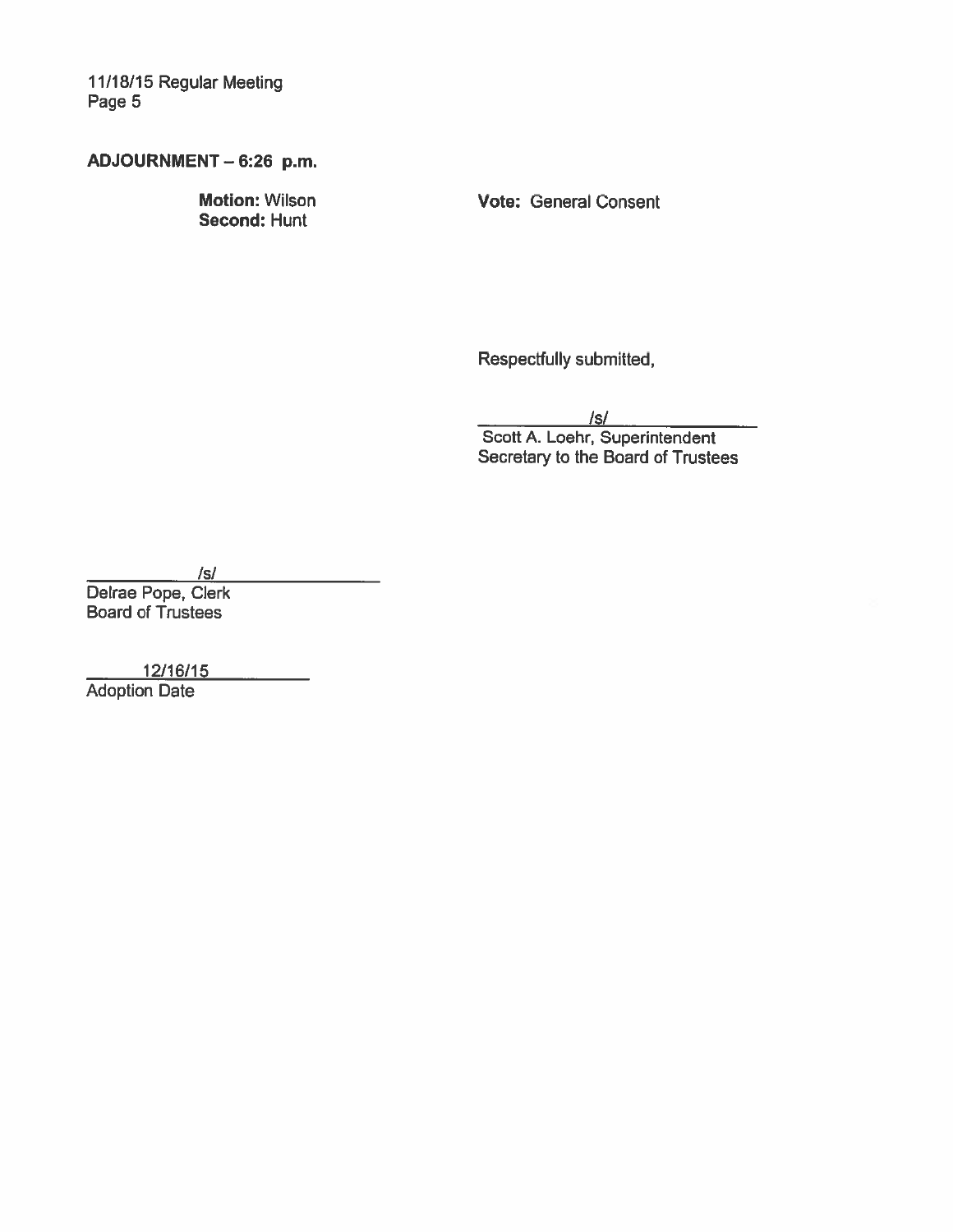## ADJOURNMENT – 6:26 p.m.

**Motion:** Wilson
**Second:** Hunt

**Vote:** General Consent

Respectfully submitted,

/s/
Scott A. Loehr, Superintendent
Secretary to the Board of Trustees

/s/
Delrae Pope, Clerk
Board of Trustees

12/16/15
Adoption Date